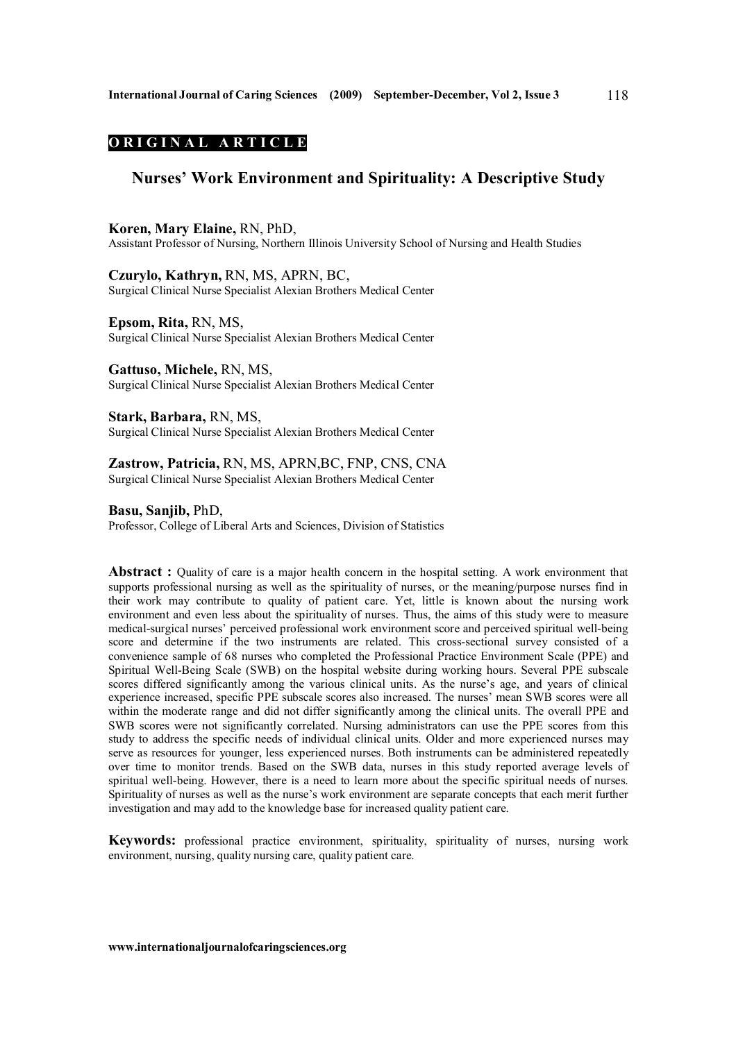**ORIGINAL ARTICLE**

# Nurses' Work Environment and Spirituality: A Descriptive Study

**Koren, Mary Elaine,** RN, PhD,
Assistant Professor of Nursing, Northern Illinois University School of Nursing and Health Studies

**Czurylo, Kathryn,** RN, MS, APRN, BC,
Surgical Clinical Nurse Specialist Alexian Brothers Medical Center

**Epsom, Rita,** RN, MS,
Surgical Clinical Nurse Specialist Alexian Brothers Medical Center

**Gattuso, Michele,** RN, MS,
Surgical Clinical Nurse Specialist Alexian Brothers Medical Center

**Stark, Barbara,** RN, MS,
Surgical Clinical Nurse Specialist Alexian Brothers Medical Center

**Zastrow, Patricia,** RN, MS, APRN,BC, FNP, CNS, CNA
Surgical Clinical Nurse Specialist Alexian Brothers Medical Center

**Basu, Sanjib,** PhD,
Professor, College of Liberal Arts and Sciences, Division of Statistics

**Abstract :** Quality of care is a major health concern in the hospital setting. A work environment that supports professional nursing as well as the spirituality of nurses, or the meaning/purpose nurses find in their work may contribute to quality of patient care. Yet, little is known about the nursing work environment and even less about the spirituality of nurses. Thus, the aims of this study were to measure medical-surgical nurses' perceived professional work environment score and perceived spiritual well-being score and determine if the two instruments are related. This cross-sectional survey consisted of a convenience sample of 68 nurses who completed the Professional Practice Environment Scale (PPE) and Spiritual Well-Being Scale (SWB) on the hospital website during working hours. Several PPE subscale scores differed significantly among the various clinical units. As the nurse's age, and years of clinical experience increased, specific PPE subscale scores also increased. The nurses' mean SWB scores were all within the moderate range and did not differ significantly among the clinical units. The overall PPE and SWB scores were not significantly correlated. Nursing administrators can use the PPE scores from this study to address the specific needs of individual clinical units. Older and more experienced nurses may serve as resources for younger, less experienced nurses. Both instruments can be administered repeatedly over time to monitor trends. Based on the SWB data, nurses in this study reported average levels of spiritual well-being. However, there is a need to learn more about the specific spiritual needs of nurses. Spirituality of nurses as well as the nurse's work environment are separate concepts that each merit further investigation and may add to the knowledge base for increased quality patient care.

**Keywords:** professional practice environment, spirituality, spirituality of nurses, nursing work environment, nursing, quality nursing care, quality patient care.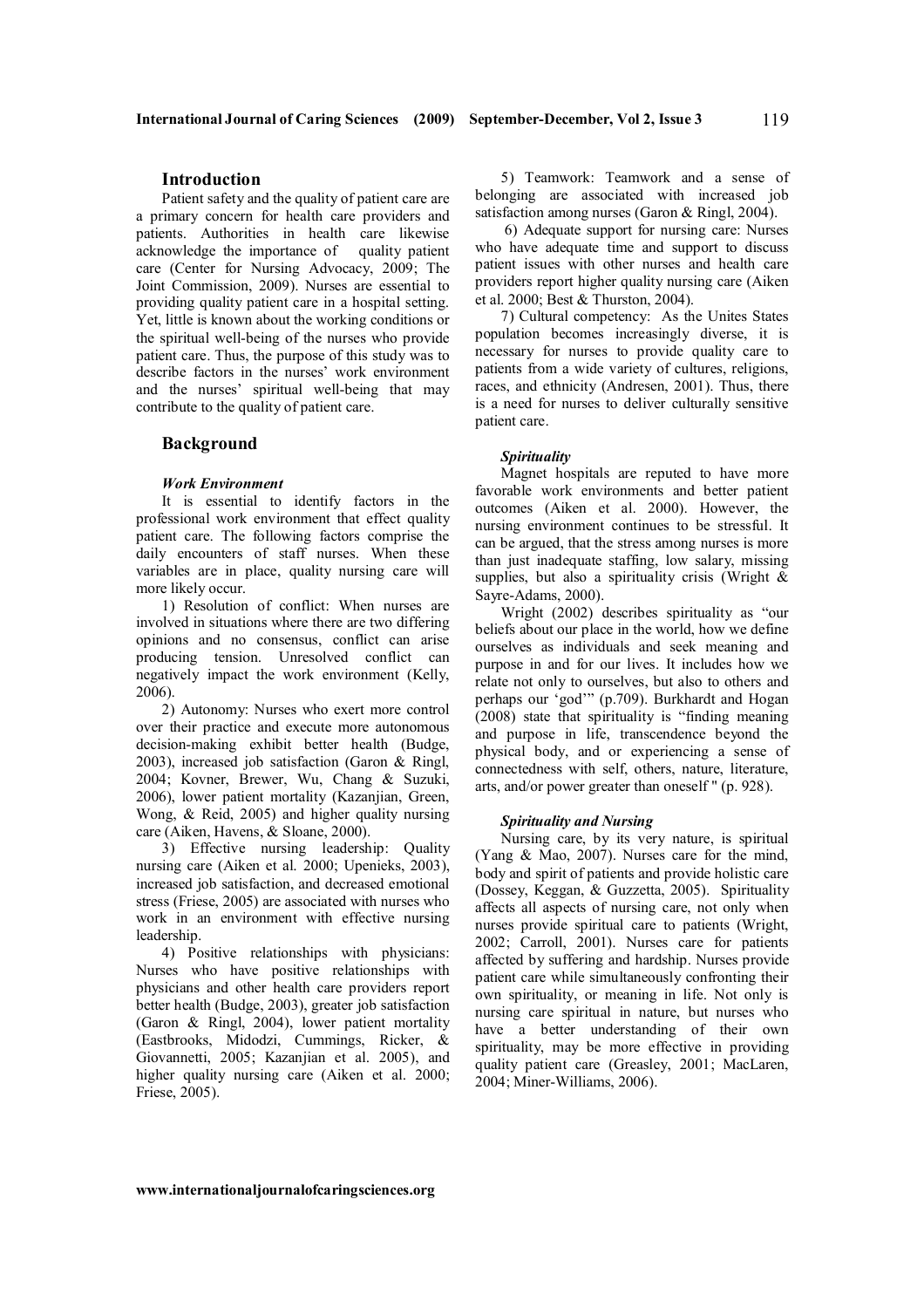## Introduction

Patient safety and the quality of patient care are a primary concern for health care providers and patients. Authorities in health care likewise acknowledge the importance of quality patient care (Center for Nursing Advocacy, 2009; The Joint Commission, 2009). Nurses are essential to providing quality patient care in a hospital setting. Yet, little is known about the working conditions or the spiritual well-being of the nurses who provide patient care. Thus, the purpose of this study was to describe factors in the nurses' work environment and the nurses' spiritual well-being that may contribute to the quality of patient care.

## Background

### *Work Environment*

It is essential to identify factors in the professional work environment that effect quality patient care. The following factors comprise the daily encounters of staff nurses. When these variables are in place, quality nursing care will more likely occur.

1) Resolution of conflict: When nurses are involved in situations where there are two differing opinions and no consensus, conflict can arise producing tension. Unresolved conflict can negatively impact the work environment (Kelly, 2006).

2) Autonomy: Nurses who exert more control over their practice and execute more autonomous decision-making exhibit better health (Budge, 2003), increased job satisfaction (Garon & Ringl, 2004; Kovner, Brewer, Wu, Chang & Suzuki, 2006), lower patient mortality (Kazanjian, Green, Wong, & Reid, 2005) and higher quality nursing care (Aiken, Havens, & Sloane, 2000).

3) Effective nursing leadership: Quality nursing care (Aiken et al. 2000; Upenieks, 2003), increased job satisfaction, and decreased emotional stress (Friese, 2005) are associated with nurses who work in an environment with effective nursing leadership.

4) Positive relationships with physicians: Nurses who have positive relationships with physicians and other health care providers report better health (Budge, 2003), greater job satisfaction (Garon & Ringl, 2004), lower patient mortality (Eastbrooks, Midodzi, Cummings, Ricker, & Giovannetti, 2005; Kazanjian et al. 2005), and higher quality nursing care (Aiken et al. 2000; Friese, 2005).

5) Teamwork: Teamwork and a sense of belonging are associated with increased job satisfaction among nurses (Garon & Ringl, 2004).

6) Adequate support for nursing care: Nurses who have adequate time and support to discuss patient issues with other nurses and health care providers report higher quality nursing care (Aiken et al. 2000; Best & Thurston, 2004).

7) Cultural competency: As the Unites States population becomes increasingly diverse, it is necessary for nurses to provide quality care to patients from a wide variety of cultures, religions, races, and ethnicity (Andresen, 2001). Thus, there is a need for nurses to deliver culturally sensitive patient care.

### *Spirituality*

Magnet hospitals are reputed to have more favorable work environments and better patient outcomes (Aiken et al. 2000). However, the nursing environment continues to be stressful. It can be argued, that the stress among nurses is more than just inadequate staffing, low salary, missing supplies, but also a spirituality crisis (Wright & Sayre-Adams, 2000).

Wright (2002) describes spirituality as "our beliefs about our place in the world, how we define ourselves as individuals and seek meaning and purpose in and for our lives. It includes how we relate not only to ourselves, but also to others and perhaps our 'god'" (p.709). Burkhardt and Hogan (2008) state that spirituality is "finding meaning and purpose in life, transcendence beyond the physical body, and or experiencing a sense of connectedness with self, others, nature, literature, arts, and/or power greater than oneself " (p. 928).

### *Spirituality and Nursing*

Nursing care, by its very nature, is spiritual (Yang & Mao, 2007). Nurses care for the mind, body and spirit of patients and provide holistic care (Dossey, Keggan, & Guzzetta, 2005). Spirituality affects all aspects of nursing care, not only when nurses provide spiritual care to patients (Wright, 2002; Carroll, 2001). Nurses care for patients affected by suffering and hardship. Nurses provide patient care while simultaneously confronting their own spirituality, or meaning in life. Not only is nursing care spiritual in nature, but nurses who have a better understanding of their own spirituality, may be more effective in providing quality patient care (Greasley, 2001; MacLaren, 2004; Miner-Williams, 2006).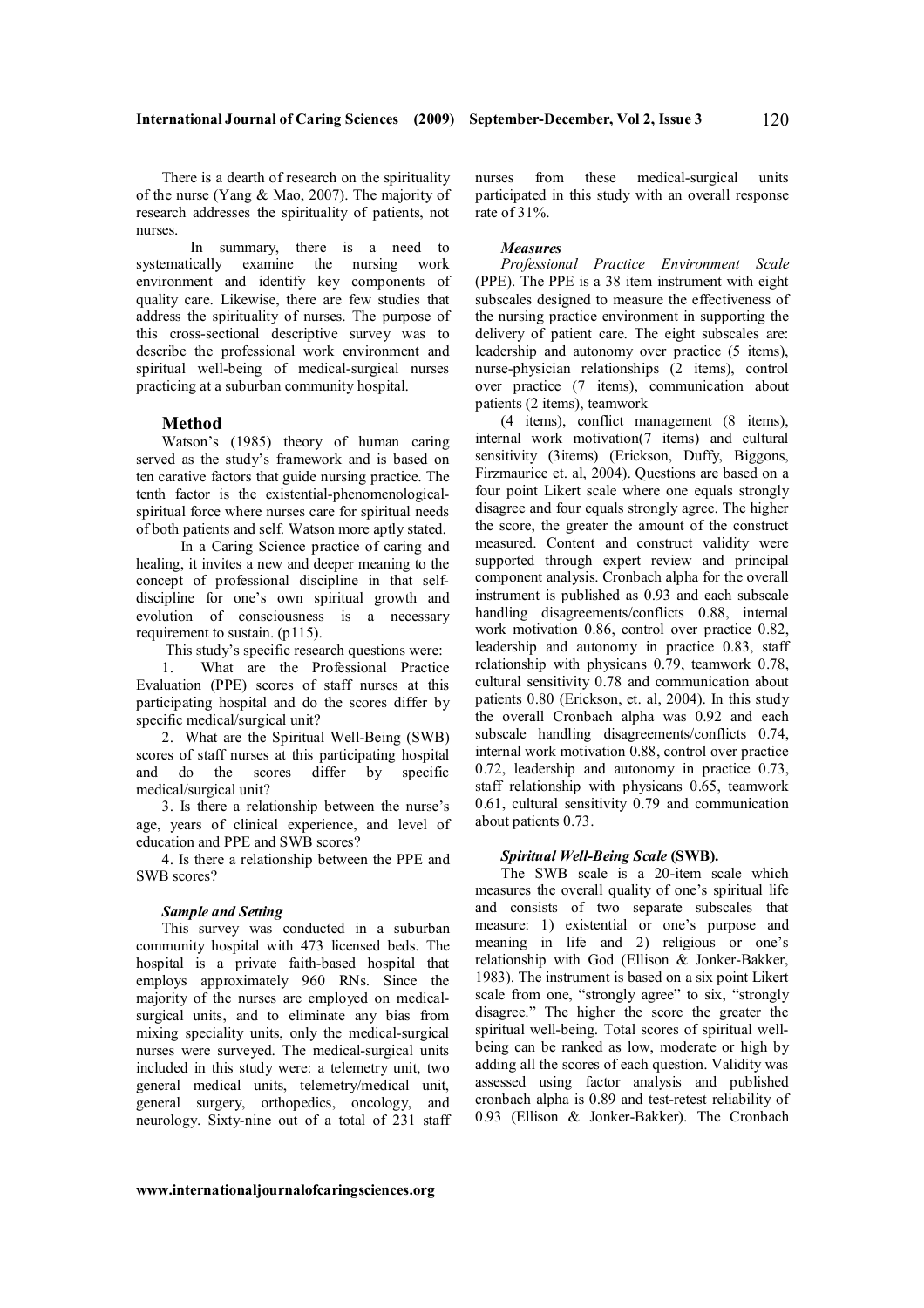There is a dearth of research on the spirituality of the nurse (Yang & Mao, 2007). The majority of research addresses the spirituality of patients, not nurses.

In summary, there is a need to systematically examine the nursing work environment and identify key components of quality care. Likewise, there are few studies that address the spirituality of nurses. The purpose of this cross-sectional descriptive survey was to describe the professional work environment and spiritual well-being of medical-surgical nurses practicing at a suburban community hospital.

## Method

Watson's (1985) theory of human caring served as the study's framework and is based on ten carative factors that guide nursing practice. The tenth factor is the existential-phenomenological-spiritual force where nurses care for spiritual needs of both patients and self. Watson more aptly stated.

In a Caring Science practice of caring and healing, it invites a new and deeper meaning to the concept of professional discipline in that self-discipline for one's own spiritual growth and evolution of consciousness is a necessary requirement to sustain. (p115).

This study's specific research questions were:

1. What are the Professional Practice Evaluation (PPE) scores of staff nurses at this participating hospital and do the scores differ by specific medical/surgical unit?
2. What are the Spiritual Well-Being (SWB) scores of staff nurses at this participating hospital and do the scores differ by specific medical/surgical unit?
3. Is there a relationship between the nurse's age, years of clinical experience, and level of education and PPE and SWB scores?
4. Is there a relationship between the PPE and SWB scores?

### *Sample and Setting*

This survey was conducted in a suburban community hospital with 473 licensed beds. The hospital is a private faith-based hospital that employs approximately 960 RNs. Since the majority of the nurses are employed on medical-surgical units, and to eliminate any bias from mixing speciality units, only the medical-surgical nurses were surveyed. The medical-surgical units included in this study were: a telemetry unit, two general medical units, telemetry/medical unit, general surgery, orthopedics, oncology, and neurology. Sixty-nine out of a total of 231 staff nurses from these medical-surgical units participated in this study with an overall response rate of 31%.

### *Measures*

*Professional Practice Environment Scale* (PPE). The PPE is a 38 item instrument with eight subscales designed to measure the effectiveness of the nursing practice environment in supporting the delivery of patient care. The eight subscales are: leadership and autonomy over practice (5 items), nurse-physician relationships (2 items), control over practice (7 items), communication about patients (2 items), teamwork (4 items), conflict management (8 items), internal work motivation(7 items) and cultural sensitivity (3items) (Erickson, Duffy, Biggons, Firzmaurice et. al, 2004). Questions are based on a four point Likert scale where one equals strongly disagree and four equals strongly agree. The higher the score, the greater the amount of the construct measured. Content and construct validity were supported through expert review and principal component analysis. Cronbach alpha for the overall instrument is published as 0.93 and each subscale handling disagreements/conflicts 0.88, internal work motivation 0.86, control over practice 0.82, leadership and autonomy in practice 0.83, staff relationship with physicans 0.79, teamwork 0.78, cultural sensitivity 0.78 and communication about patients 0.80 (Erickson, et. al, 2004). In this study the overall Cronbach alpha was 0.92 and each subscale handling disagreements/conflicts 0.74, internal work motivation 0.88, control over practice 0.72, leadership and autonomy in practice 0.73, staff relationship with physicans 0.65, teamwork 0.61, cultural sensitivity 0.79 and communication about patients 0.73.

***Spiritual Well-Being Scale* (SWB).**

The SWB scale is a 20-item scale which measures the overall quality of one's spiritual life and consists of two separate subscales that measure: 1) existential or one's purpose and meaning in life and 2) religious or one's relationship with God (Ellison & Jonker-Bakker, 1983). The instrument is based on a six point Likert scale from one, "strongly agree" to six, "strongly disagree." The higher the score the greater the spiritual well-being. Total scores of spiritual well-being can be ranked as low, moderate or high by adding all the scores of each question. Validity was assessed using factor analysis and published cronbach alpha is 0.89 and test-retest reliability of 0.93 (Ellison & Jonker-Bakker). The Cronbach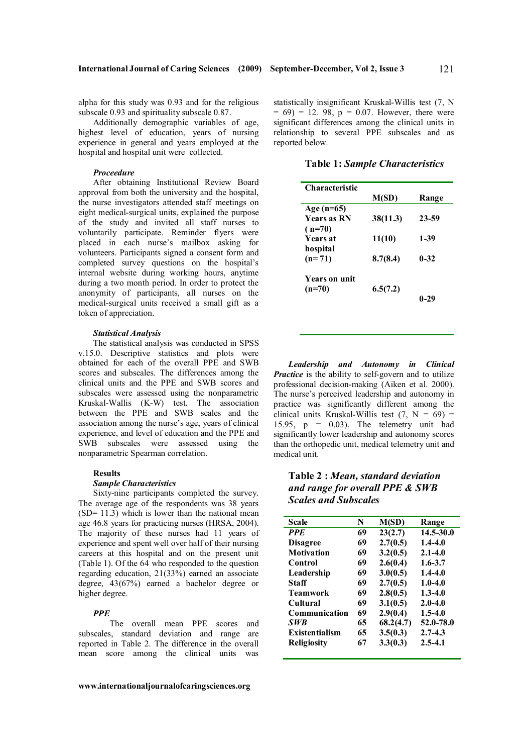alpha for this study was 0.93 and for the religious subscale 0.93 and spirituality subscale 0.87.

Additionally demographic variables of age, highest level of education, years of nursing experience in general and years employed at the hospital and hospital unit were collected.

***Proceedure***

After obtaining Institutional Review Board approval from both the university and the hospital, the nurse investigators attended staff meetings on eight medical-surgical units, explained the purpose of the study and invited all staff nurses to voluntarily participate. Reminder flyers were placed in each nurse's mailbox asking for volunteers. Participants signed a consent form and completed survey questions on the hospital's internal website during working hours, anytime during a two month period. In order to protect the anonymity of participants, all nurses on the medical-surgical units received a small gift as a token of appreciation.

***Statistical Analysis***

The statistical analysis was conducted in SPSS v.15.0. Descriptive statistics and plots were obtained for each of the overall PPE and SWB scores and subscales. The differences among the clinical units and the PPE and SWB scores and subscales were assessed using the nonparametric Kruskal-Wallis (K-W) test. The association between the PPE and SWB scales and the association among the nurse's age, years of clinical experience, and level of education and the PPE and SWB subscales were assessed using the nonparametric Spearman correlation.

**Results**

***Sample Characteristics***

Sixty-nine participants completed the survey. The average age of the respondents was 38 years (SD= 11.3) which is lower than the national mean age 46.8 years for practicing nurses (HRSA, 2004). The majority of these nurses had 11 years of experience and spent well over half of their nursing careers at this hospital and on the present unit (Table 1). Of the 64 who responded to the question regarding education, 21(33%) earned an associate degree, 43(67%) earned a bachelor degree or higher degree.

***PPE***

The overall mean PPE scores and subscales, standard deviation and range are reported in Table 2. The difference in the overall mean score among the clinical units was statistically insignificant Kruskal-Willis test (7, N = 69) = 12. 98, p = 0.07. However, there were significant differences among the clinical units in relationship to several PPE subscales and as reported below.

**Table 1:** ***Sample Characteristics***

| Characteristic | M(SD) | Range |
|---|---|---|
| Age (n=65) | | |
| Years as RN ( n=70) | 38(11.3) | 23-59 |
| Years at hospital | 11(10) | 1-39 |
| (n= 71) | 8.7(8.4) | 0-32 |
| Years on unit (n=70) | 6.5(7.2) | 0-29 |

***Leadership and Autonomy in Clinical Practice*** is the ability to self-govern and to utilize professional decision-making (Aiken et al. 2000). The nurse's perceived leadership and autonomy in practice was significantly different among the clinical units Kruskal-Willis test (7, N = 69) = 15.95, p = 0.03). The telemetry unit had significantly lower leadership and autonomy scores than the orthopedic unit, medical telemetry unit and medical unit.

**Table 2 :** ***Mean, standard deviation and range for overall PPE & SWB Scales and Subscales***

| Scale | N | M(SD) | Range |
|---|---|---|---|
| ***PPE*** | 69 | 23(2.7) | 14.5-30.0 |
| **Disagree** | 69 | 2.7(0.5) | 1.4-4.0 |
| **Motivation** | 69 | 3.2(0.5) | 2.1-4.0 |
| **Control** | 69 | 2.6(0.4) | 1.6-3.7 |
| **Leadership** | 69 | 3.0(0.5) | 1.4-4.0 |
| **Staff** | 69 | 2.7(0.5) | 1.0-4.0 |
| **Teamwork** | 69 | 2.8(0.5) | 1.3-4.0 |
| **Cultural** | 69 | 3.1(0.5) | 2.0-4.0 |
| **Communication** | 69 | 2.9(0.4) | 1.5-4.0 |
| ***SWB*** | 65 | 68.2(4.7) | 52.0-78.0 |
| **Existentialism** | 65 | 3.5(0.3) | 2.7-4.3 |
| **Religiosity** | 67 | 3.3(0.3) | 2.5-4.1 |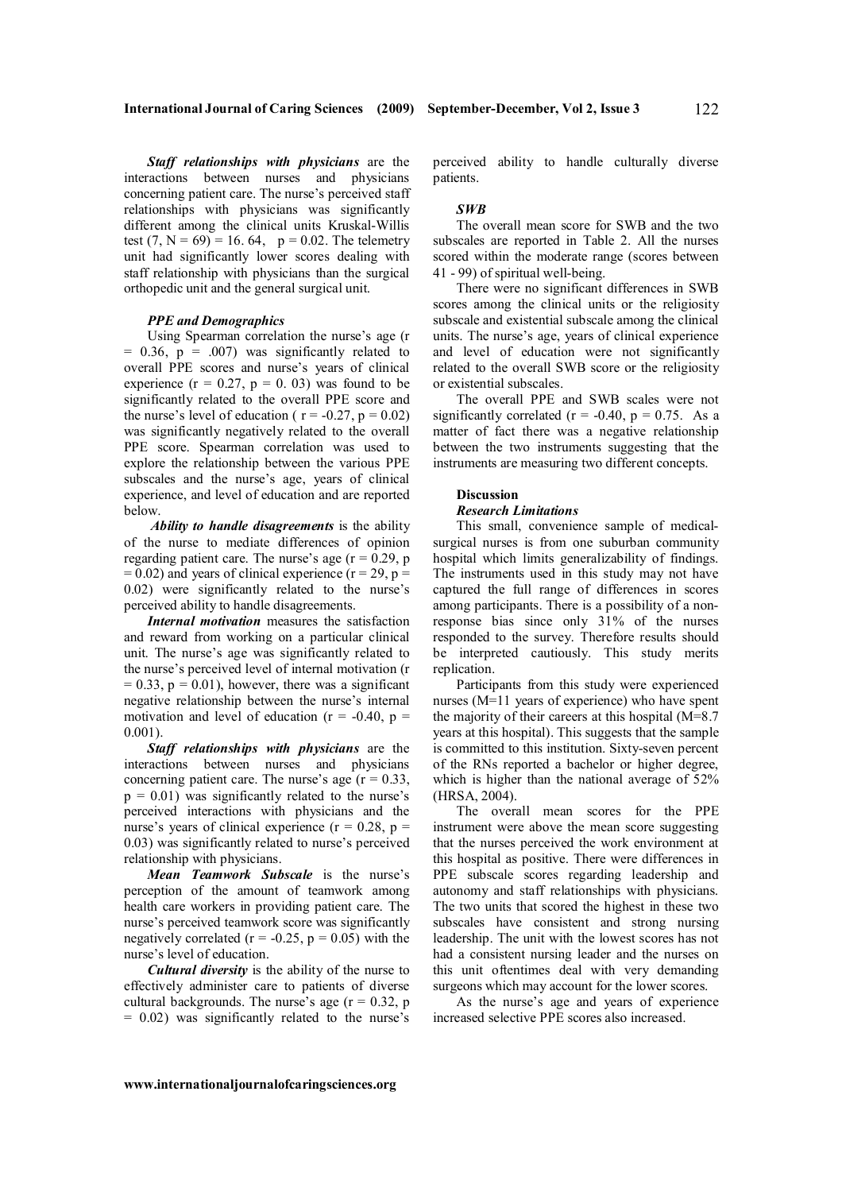***Staff relationships with physicians*** are the interactions between nurses and physicians concerning patient care. The nurse's perceived staff relationships with physicians was significantly different among the clinical units Kruskal-Willis test (7, N = 69) = 16. 64, p = 0.02. The telemetry unit had significantly lower scores dealing with staff relationship with physicians than the surgical orthopedic unit and the general surgical unit.

### *PPE and Demographics*

Using Spearman correlation the nurse's age ($r = 0.36$, $p = .007$) was significantly related to overall PPE scores and nurse's years of clinical experience ($r = 0.27$, $p = 0.\ 03$) was found to be significantly related to the overall PPE score and the nurse's level of education ( $r = -0.27$, $p = 0.02$) was significantly negatively related to the overall PPE score. Spearman correlation was used to explore the relationship between the various PPE subscales and the nurse's age, years of clinical experience, and level of education and are reported below.

***Ability to handle disagreements*** is the ability of the nurse to mediate differences of opinion regarding patient care. The nurse's age ($r = 0.29$, $p = 0.02$) and years of clinical experience ($r = 29$, $p = 0.02$) were significantly related to the nurse's perceived ability to handle disagreements.

***Internal motivation*** measures the satisfaction and reward from working on a particular clinical unit. The nurse's age was significantly related to the nurse's perceived level of internal motivation ($r = 0.33$, $p = 0.01$), however, there was a significant negative relationship between the nurse's internal motivation and level of education ($r = -0.40$, $p = 0.001$).

***Staff relationships with physicians*** are the interactions between nurses and physicians concerning patient care. The nurse's age ($r = 0.33$, $p = 0.01$) was significantly related to the nurse's perceived interactions with physicians and the nurse's years of clinical experience ($r = 0.28$, $p = 0.03$) was significantly related to nurse's perceived relationship with physicians.

***Mean Teamwork Subscale*** is the nurse's perception of the amount of teamwork among health care workers in providing patient care. The nurse's perceived teamwork score was significantly negatively correlated ($r = -0.25$, $p = 0.05$) with the nurse's level of education.

***Cultural diversity*** is the ability of the nurse to effectively administer care to patients of diverse cultural backgrounds. The nurse's age ($r = 0.32$, $p = 0.02$) was significantly related to the nurse's perceived ability to handle culturally diverse patients.

### *SWB*

The overall mean score for SWB and the two subscales are reported in Table 2. All the nurses scored within the moderate range (scores between 41 - 99) of spiritual well-being.

There were no significant differences in SWB scores among the clinical units or the religiosity subscale and existential subscale among the clinical units. The nurse's age, years of clinical experience and level of education were not significantly related to the overall SWB score or the religiosity or existential subscales.

The overall PPE and SWB scales were not significantly correlated ($r = -0.40$, $p = 0.75$. As a matter of fact there was a negative relationship between the two instruments suggesting that the instruments are measuring two different concepts.

## Discussion

### *Research Limitations*

This small, convenience sample of medical-surgical nurses is from one suburban community hospital which limits generalizability of findings. The instruments used in this study may not have captured the full range of differences in scores among participants. There is a possibility of a non-response bias since only 31% of the nurses responded to the survey. Therefore results should be interpreted cautiously. This study merits replication.

Participants from this study were experienced nurses (M=11 years of experience) who have spent the majority of their careers at this hospital (M=8.7 years at this hospital). This suggests that the sample is committed to this institution. Sixty-seven percent of the RNs reported a bachelor or higher degree, which is higher than the national average of 52% (HRSA, 2004).

The overall mean scores for the PPE instrument were above the mean score suggesting that the nurses perceived the work environment at this hospital as positive. There were differences in PPE subscale scores regarding leadership and autonomy and staff relationships with physicians. The two units that scored the highest in these two subscales have consistent and strong nursing leadership. The unit with the lowest scores has not had a consistent nursing leader and the nurses on this unit oftentimes deal with very demanding surgeons which may account for the lower scores.

As the nurse's age and years of experience increased selective PPE scores also increased.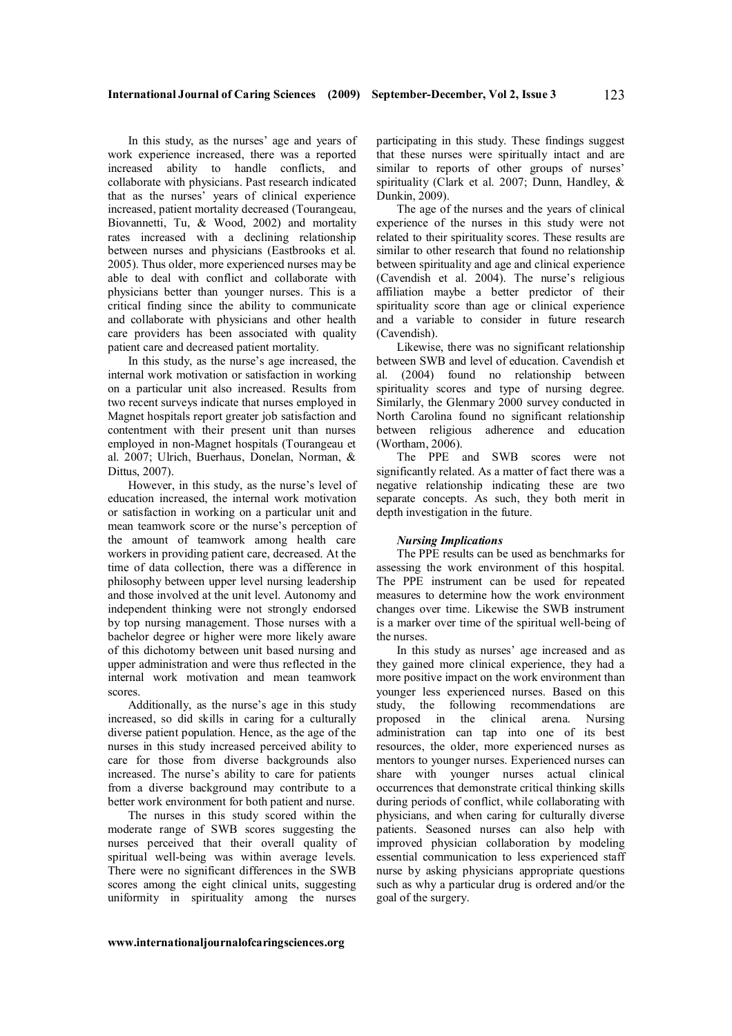In this study, as the nurses' age and years of work experience increased, there was a reported increased ability to handle conflicts, and collaborate with physicians. Past research indicated that as the nurses' years of clinical experience increased, patient mortality decreased (Tourangeau, Biovannetti, Tu, & Wood, 2002) and mortality rates increased with a declining relationship between nurses and physicians (Eastbrooks et al. 2005). Thus older, more experienced nurses may be able to deal with conflict and collaborate with physicians better than younger nurses. This is a critical finding since the ability to communicate and collaborate with physicians and other health care providers has been associated with quality patient care and decreased patient mortality.

In this study, as the nurse's age increased, the internal work motivation or satisfaction in working on a particular unit also increased. Results from two recent surveys indicate that nurses employed in Magnet hospitals report greater job satisfaction and contentment with their present unit than nurses employed in non-Magnet hospitals (Tourangeau et al. 2007; Ulrich, Buerhaus, Donelan, Norman, & Dittus, 2007).

However, in this study, as the nurse's level of education increased, the internal work motivation or satisfaction in working on a particular unit and mean teamwork score or the nurse's perception of the amount of teamwork among health care workers in providing patient care, decreased. At the time of data collection, there was a difference in philosophy between upper level nursing leadership and those involved at the unit level. Autonomy and independent thinking were not strongly endorsed by top nursing management. Those nurses with a bachelor degree or higher were more likely aware of this dichotomy between unit based nursing and upper administration and were thus reflected in the internal work motivation and mean teamwork scores.

Additionally, as the nurse's age in this study increased, so did skills in caring for a culturally diverse patient population. Hence, as the age of the nurses in this study increased perceived ability to care for those from diverse backgrounds also increased. The nurse's ability to care for patients from a diverse background may contribute to a better work environment for both patient and nurse.

The nurses in this study scored within the moderate range of SWB scores suggesting the nurses perceived that their overall quality of spiritual well-being was within average levels. There were no significant differences in the SWB scores among the eight clinical units, suggesting uniformity in spirituality among the nurses participating in this study. These findings suggest that these nurses were spiritually intact and are similar to reports of other groups of nurses' spirituality (Clark et al. 2007; Dunn, Handley, & Dunkin, 2009).

The age of the nurses and the years of clinical experience of the nurses in this study were not related to their spirituality scores. These results are similar to other research that found no relationship between spirituality and age and clinical experience (Cavendish et al. 2004). The nurse's religious affiliation maybe a better predictor of their spirituality score than age or clinical experience and a variable to consider in future research (Cavendish).

Likewise, there was no significant relationship between SWB and level of education. Cavendish et al. (2004) found no relationship between spirituality scores and type of nursing degree. Similarly, the Glenmary 2000 survey conducted in North Carolina found no significant relationship between religious adherence and education (Wortham, 2006).

The PPE and SWB scores were not significantly related. As a matter of fact there was a negative relationship indicating these are two separate concepts. As such, they both merit in depth investigation in the future.

### *Nursing Implications*

The PPE results can be used as benchmarks for assessing the work environment of this hospital. The PPE instrument can be used for repeated measures to determine how the work environment changes over time. Likewise the SWB instrument is a marker over time of the spiritual well-being of the nurses.

In this study as nurses' age increased and as they gained more clinical experience, they had a more positive impact on the work environment than younger less experienced nurses. Based on this study, the following recommendations are proposed in the clinical arena. Nursing administration can tap into one of its best resources, the older, more experienced nurses as mentors to younger nurses. Experienced nurses can share with younger nurses actual clinical occurrences that demonstrate critical thinking skills during periods of conflict, while collaborating with physicians, and when caring for culturally diverse patients. Seasoned nurses can also help with improved physician collaboration by modeling essential communication to less experienced staff nurse by asking physicians appropriate questions such as why a particular drug is ordered and/or the goal of the surgery.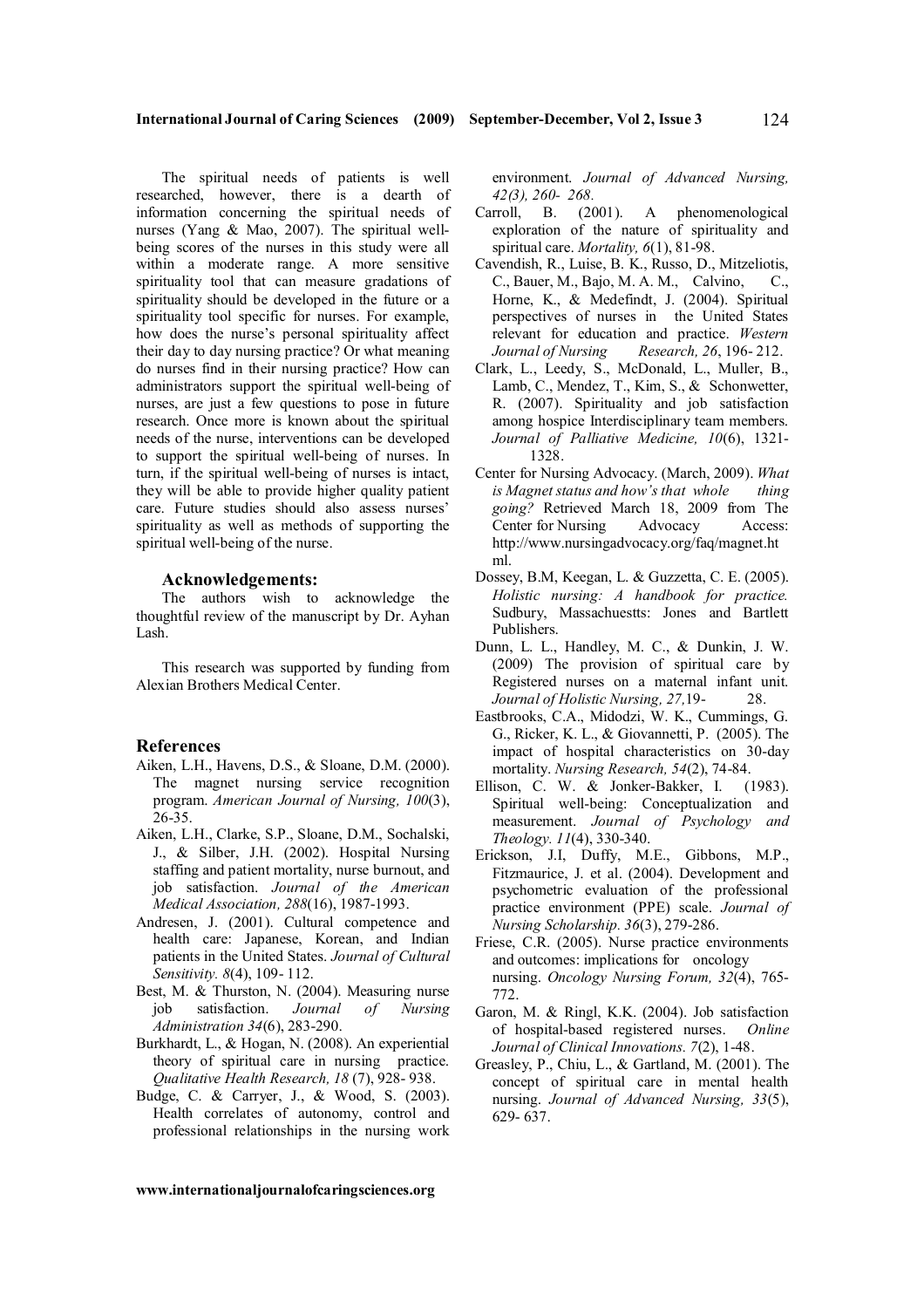The spiritual needs of patients is well researched, however, there is a dearth of information concerning the spiritual needs of nurses (Yang & Mao, 2007). The spiritual well-being scores of the nurses in this study were all within a moderate range. A more sensitive spirituality tool that can measure gradations of spirituality should be developed in the future or a spirituality tool specific for nurses. For example, how does the nurse's personal spirituality affect their day to day nursing practice? Or what meaning do nurses find in their nursing practice? How can administrators support the spiritual well-being of nurses, are just a few questions to pose in future research. Once more is known about the spiritual needs of the nurse, interventions can be developed to support the spiritual well-being of nurses. In turn, if the spiritual well-being of nurses is intact, they will be able to provide higher quality patient care. Future studies should also assess nurses' spirituality as well as methods of supporting the spiritual well-being of the nurse.

### Acknowledgements:

The authors wish to acknowledge the thoughtful review of the manuscript by Dr. Ayhan Lash.

This research was supported by funding from Alexian Brothers Medical Center.

## References

Aiken, L.H., Havens, D.S., & Sloane, D.M. (2000). The magnet nursing service recognition program. *American Journal of Nursing, 100*(3), 26-35.

Aiken, L.H., Clarke, S.P., Sloane, D.M., Sochalski, J., & Silber, J.H. (2002). Hospital Nursing staffing and patient mortality, nurse burnout, and job satisfaction. *Journal of the American Medical Association, 288*(16), 1987-1993.

Andresen, J. (2001). Cultural competence and health care: Japanese, Korean, and Indian patients in the United States. *Journal of Cultural Sensitivity. 8*(4), 109- 112.

Best, M. & Thurston, N. (2004). Measuring nurse job satisfaction. *Journal of Nursing Administration 34*(6), 283-290.

Burkhardt, L., & Hogan, N. (2008). An experiential theory of spiritual care in nursing practice. *Qualitative Health Research, 18* (7), 928- 938.

Budge, C. & Carryer, J., & Wood, S. (2003). Health correlates of autonomy, control and professional relationships in the nursing work environment. *Journal of Advanced Nursing, 42(3), 260- 268.*

Carroll, B. (2001). A phenomenological exploration of the nature of spirituality and spiritual care. *Mortality, 6*(1), 81-98.

Cavendish, R., Luise, B. K., Russo, D., Mitzeliotis, C., Bauer, M., Bajo, M. A. M., Calvino, C., Horne, K., & Medefindt, J. (2004). Spiritual perspectives of nurses in the United States relevant for education and practice. *Western Journal of Nursing Research, 26*, 196- 212.

Clark, L., Leedy, S., McDonald, L., Muller, B., Lamb, C., Mendez, T., Kim, S., & Schonwetter, R. (2007). Spirituality and job satisfaction among hospice Interdisciplinary team members. *Journal of Palliative Medicine, 10*(6), 1321-1328.

Center for Nursing Advocacy. (March, 2009). *What is Magnet status and how's that whole thing going?* Retrieved March 18, 2009 from The Center for Nursing Advocacy Access: http://www.nursingadvocacy.org/faq/magnet.html.

Dossey, B.M, Keegan, L. & Guzzetta, C. E. (2005). *Holistic nursing: A handbook for practice.* Sudbury, Massachuestts: Jones and Bartlett Publishers.

Dunn, L. L., Handley, M. C., & Dunkin, J. W. (2009) The provision of spiritual care by Registered nurses on a maternal infant unit. *Journal of Holistic Nursing, 27,*19- 28.

Eastbrooks, C.A., Midodzi, W. K., Cummings, G. G., Ricker, K. L., & Giovannetti, P. (2005). The impact of hospital characteristics on 30-day mortality. *Nursing Research, 54*(2), 74-84.

Ellison, C. W. & Jonker-Bakker, I. (1983). Spiritual well-being: Conceptualization and measurement. *Journal of Psychology and Theology. 11*(4), 330-340.

Erickson, J.I, Duffy, M.E., Gibbons, M.P., Fitzmaurice, J. et al. (2004). Development and psychometric evaluation of the professional practice environment (PPE) scale. *Journal of Nursing Scholarship. 36*(3), 279-286.

Friese, C.R. (2005). Nurse practice environments and outcomes: implications for oncology nursing. *Oncology Nursing Forum, 32*(4), 765-772.

Garon, M. & Ringl, K.K. (2004). Job satisfaction of hospital-based registered nurses. *Online Journal of Clinical Innovations. 7*(2), 1-48.

Greasley, P., Chiu, L., & Gartland, M. (2001). The concept of spiritual care in mental health nursing. *Journal of Advanced Nursing, 33*(5), 629- 637.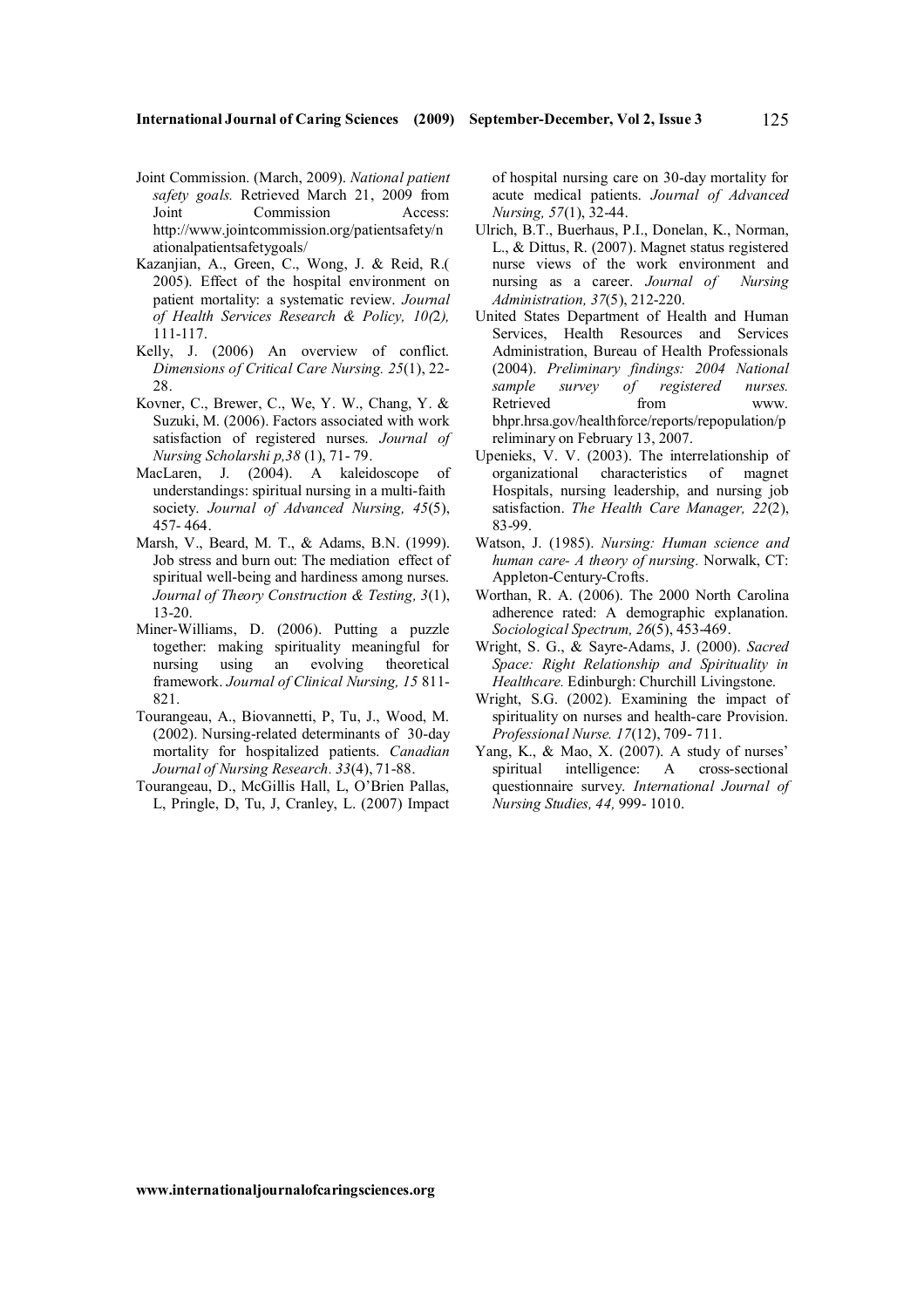Joint Commission. (March, 2009). *National patient safety goals.* Retrieved March 21, 2009 from Joint Commission Access: http://www.jointcommission.org/patientsafety/nationalpatientsafetygoals/

Kazanjian, A., Green, C., Wong, J. & Reid, R.( 2005). Effect of the hospital environment on patient mortality: a systematic review. *Journal of Health Services Research & Policy, 10(*2*),* 111-117.

Kelly, J. (2006) An overview of conflict. *Dimensions of Critical Care Nursing. 25*(1), 22-28.

Kovner, C., Brewer, C., We, Y. W., Chang, Y. & Suzuki, M. (2006). Factors associated with work satisfaction of registered nurses. *Journal of Nursing Scholarshi p,38* (1), 71- 79.

MacLaren, J. (2004). A kaleidoscope of understandings: spiritual nursing in a multi-faith society. *Journal of Advanced Nursing, 45*(5), 457- 464.

Marsh, V., Beard, M. T., & Adams, B.N. (1999). Job stress and burn out: The mediation effect of spiritual well-being and hardiness among nurses. *Journal of Theory Construction & Testing, 3*(1), 13-20.

Miner-Williams, D. (2006). Putting a puzzle together: making spirituality meaningful for nursing using an evolving theoretical framework. *Journal of Clinical Nursing, 15* 811-821.

Tourangeau, A., Biovannetti, P, Tu, J., Wood, M. (2002). Nursing-related determinants of 30-day mortality for hospitalized patients. *Canadian Journal of Nursing Research. 33*(4), 71-88.

Tourangeau, D., McGillis Hall, L, O'Brien Pallas, L, Pringle, D, Tu, J, Cranley, L. (2007) Impact of hospital nursing care on 30-day mortality for acute medical patients. *Journal of Advanced Nursing, 57*(1), 32-44.

Ulrich, B.T., Buerhaus, P.I., Donelan, K., Norman, L., & Dittus, R. (2007). Magnet status registered nurse views of the work environment and nursing as a career. *Journal of Nursing Administration, 37*(5), 212-220.

United States Department of Health and Human Services, Health Resources and Services Administration, Bureau of Health Professionals (2004). *Preliminary findings: 2004 National sample survey of registered nurses.* Retrieved from www. bhpr.hrsa.gov/healthforce/reports/repopulation/preliminary on February 13, 2007.

Upenieks, V. V. (2003). The interrelationship of organizational characteristics of magnet Hospitals, nursing leadership, and nursing job satisfaction. *The Health Care Manager, 22*(2), 83-99.

Watson, J. (1985). *Nursing: Human science and human care- A theory of nursing.* Norwalk, CT: Appleton-Century-Crofts.

Worthan, R. A. (2006). The 2000 North Carolina adherence rated: A demographic explanation. *Sociological Spectrum, 26*(5), 453-469.

Wright, S. G., & Sayre-Adams, J. (2000). *Sacred Space: Right Relationship and Spirituality in Healthcare.* Edinburgh: Churchill Livingstone.

Wright, S.G. (2002). Examining the impact of spirituality on nurses and health-care Provision. *Professional Nurse. 17*(12), 709- 711.

Yang, K., & Mao, X. (2007). A study of nurses' spiritual intelligence: A cross-sectional questionnaire survey. *International Journal of Nursing Studies, 44,* 999- 1010.